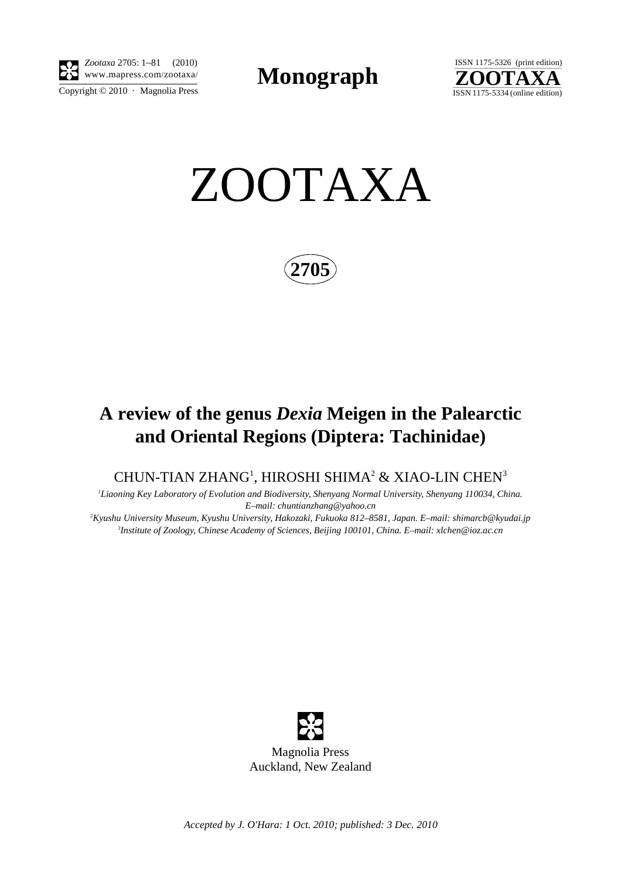**Monograph**

# ZOOTAXA

**2705**

## A review of the genus *Dexia* Meigen in the Palearctic and Oriental Regions (Diptera: Tachinidae)

CHUN-TIAN ZHANG[1], HIROSHI SHIMA[2] & XIAO-LIN CHEN[3]

[1]*Liaoning Key Laboratory of Evolution and Biodiversity, Shenyang Normal University, Shenyang 110034, China. E–mail: chuntianzhang@yahoo.cn*

[2]*Kyushu University Museum, Kyushu University, Hakozaki, Fukuoka 812–8581, Japan. E–mail: shimarcb@kyudai.jp*

[3]*Institute of Zoology, Chinese Academy of Sciences, Beijing 100101, China. E–mail: xlchen@ioz.ac.cn*

Magnolia Press
Auckland, New Zealand

*Accepted by J. O'Hara: 1 Oct. 2010; published: 3 Dec. 2010*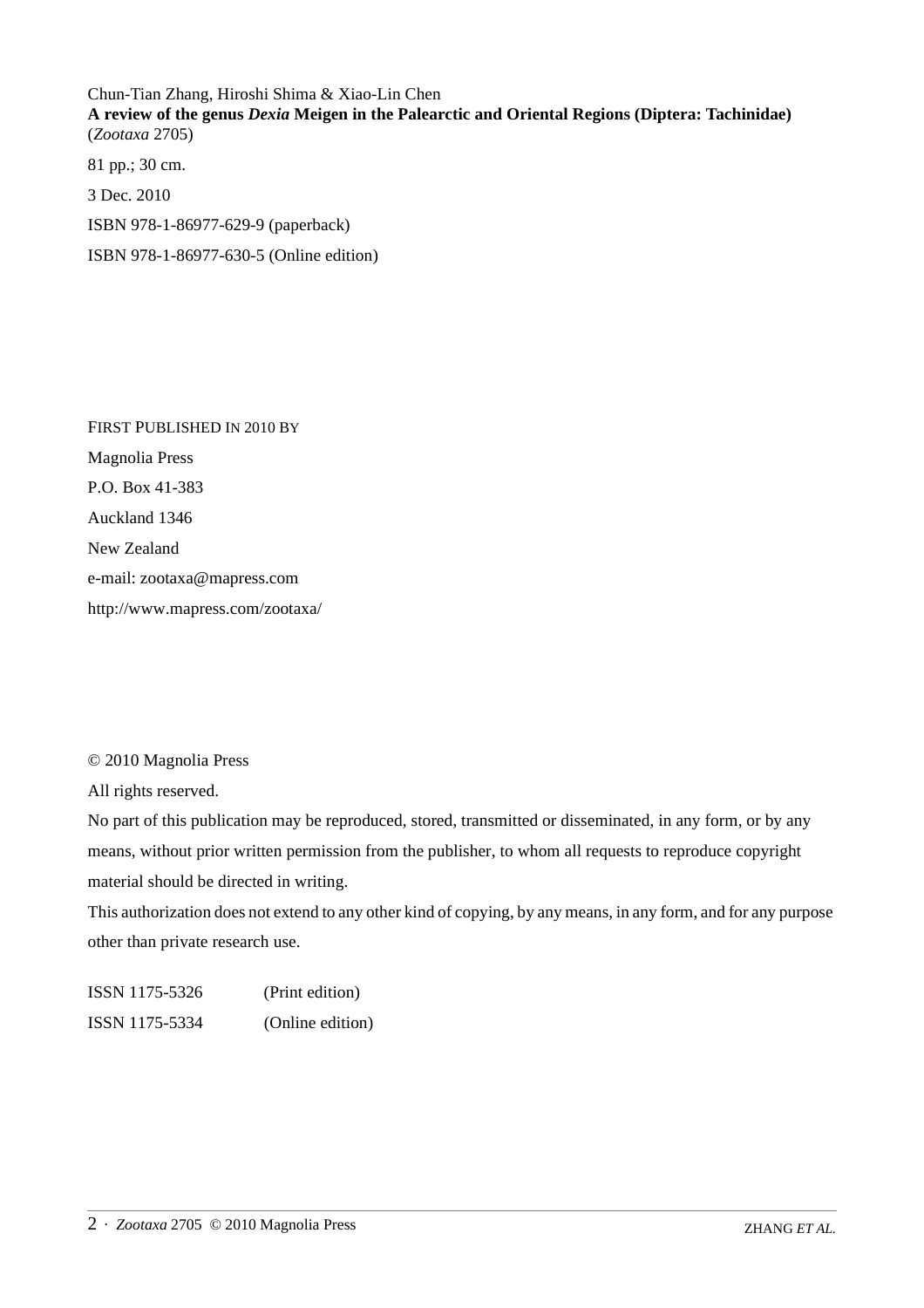Chun-Tian Zhang, Hiroshi Shima & Xiao-Lin Chen
**A review of the genus *Dexia* Meigen in the Palearctic and Oriental Regions (Diptera: Tachinidae)**
(*Zootaxa* 2705)

81 pp.; 30 cm.

3 Dec. 2010

ISBN 978-1-86977-629-9 (paperback)

ISBN 978-1-86977-630-5 (Online edition)

FIRST PUBLISHED IN 2010 BY

Magnolia Press

P.O. Box 41-383

Auckland 1346

New Zealand

e-mail: zootaxa@mapress.com

http://www.mapress.com/zootaxa/

© 2010 Magnolia Press

All rights reserved.

No part of this publication may be reproduced, stored, transmitted or disseminated, in any form, or by any means, without prior written permission from the publisher, to whom all requests to reproduce copyright material should be directed in writing.

This authorization does not extend to any other kind of copying, by any means, in any form, and for any purpose other than private research use.

ISSN 1175-5326 (Print edition)

ISSN 1175-5334 (Online edition)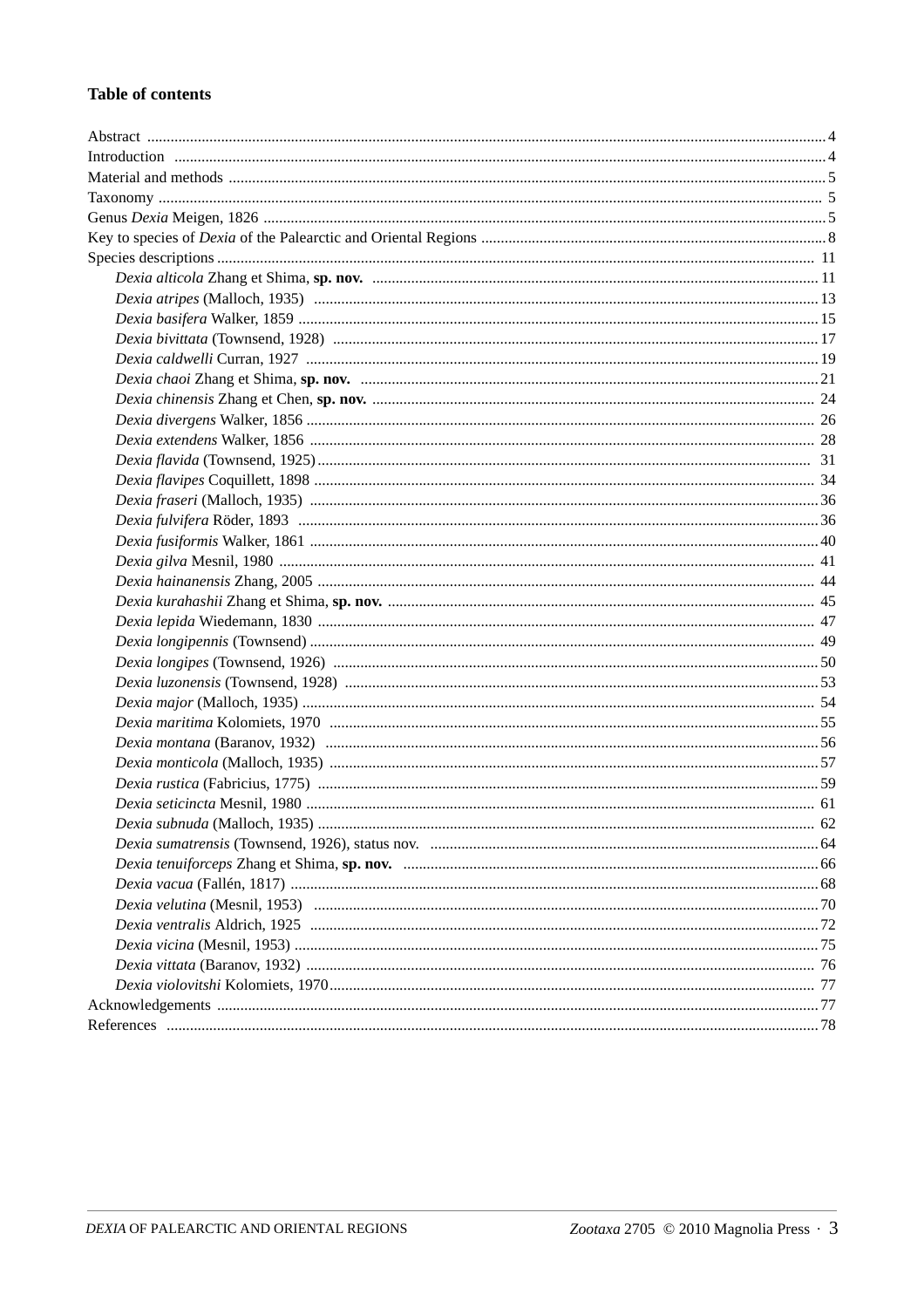## Table of contents

- Abstract ... 4
- Introduction ... 4
- Material and methods ... 5
- Taxonomy ... 5
- Genus *Dexia* Meigen, 1826 ... 5
- Key to species of *Dexia* of the Palearctic and Oriental Regions ... 8
- Species descriptions ... 11
  - *Dexia alticola* Zhang et Shima, **sp. nov.** ... 11
  - *Dexia atripes* (Malloch, 1935) ... 13
  - *Dexia basifera* Walker, 1859 ... 15
  - *Dexia bivittata* (Townsend, 1928) ... 17
  - *Dexia caldwelli* Curran, 1927 ... 19
  - *Dexia chaoi* Zhang et Shima, **sp. nov.** ... 21
  - *Dexia chinensis* Zhang et Chen, **sp. nov.** ... 24
  - *Dexia divergens* Walker, 1856 ... 26
  - *Dexia extendens* Walker, 1856 ... 28
  - *Dexia flavida* (Townsend, 1925) ... 31
  - *Dexia flavipes* Coquillett, 1898 ... 34
  - *Dexia fraseri* (Malloch, 1935) ... 36
  - *Dexia fulvifera* Röder, 1893 ... 36
  - *Dexia fusiformis* Walker, 1861 ... 40
  - *Dexia gilva* Mesnil, 1980 ... 41
  - *Dexia hainanensis* Zhang, 2005 ... 44
  - *Dexia kurahashii* Zhang et Shima, **sp. nov.** ... 45
  - *Dexia lepida* Wiedemann, 1830 ... 47
  - *Dexia longipennis* (Townsend) ... 49
  - *Dexia longipes* (Townsend, 1926) ... 50
  - *Dexia luzonensis* (Townsend, 1928) ... 53
  - *Dexia major* (Malloch, 1935) ... 54
  - *Dexia maritima* Kolomiets, 1970 ... 55
  - *Dexia montana* (Baranov, 1932) ... 56
  - *Dexia monticola* (Malloch, 1935) ... 57
  - *Dexia rustica* (Fabricius, 1775) ... 59
  - *Dexia seticincta* Mesnil, 1980 ... 61
  - *Dexia subnuda* (Malloch, 1935) ... 62
  - *Dexia sumatrensis* (Townsend, 1926), status nov. ... 64
  - *Dexia tenuiforceps* Zhang et Shima, **sp. nov.** ... 66
  - *Dexia vacua* (Fallén, 1817) ... 68
  - *Dexia velutina* (Mesnil, 1953) ... 70
  - *Dexia ventralis* Aldrich, 1925 ... 72
  - *Dexia vicina* (Mesnil, 1953) ... 75
  - *Dexia vittata* (Baranov, 1932) ... 76
  - *Dexia violovitshi* Kolomiets, 1970 ... 77
- Acknowledgements ... 77
- References ... 78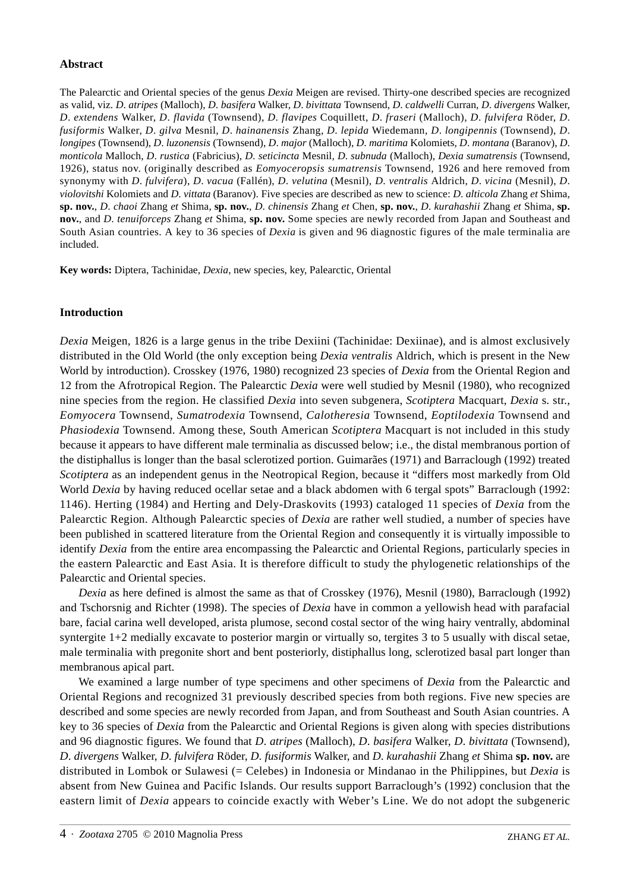**Abstract**

The Palearctic and Oriental species of the genus *Dexia* Meigen are revised. Thirty-one described species are recognized as valid, viz. *D. atripes* (Malloch), *D. basifera* Walker, *D. bivittata* Townsend, *D. caldwelli* Curran, *D. divergens* Walker, *D. extendens* Walker, *D. flavida* (Townsend), *D. flavipes* Coquillett, *D. fraseri* (Malloch), *D. fulvifera* Röder, *D. fusiformis* Walker, *D. gilva* Mesnil, *D. hainanensis* Zhang, *D. lepida* Wiedemann, *D. longipennis* (Townsend), *D. longipes* (Townsend), *D. luzonensis* (Townsend), *D. major* (Malloch), *D. maritima* Kolomiets, *D. montana* (Baranov), *D. monticola* Malloch, *D. rustica* (Fabricius), *D. seticincta* Mesnil, *D. subnuda* (Malloch), *Dexia sumatrensis* (Townsend, 1926), status nov. (originally described as *Eomyoceropsis sumatrensis* Townsend, 1926 and here removed from synonymy with *D. fulvifera*), *D. vacua* (Fallén), *D. velutina* (Mesnil), *D. ventralis* Aldrich, *D. vicina* (Mesnil), *D. violovitshi* Kolomiets and *D. vittata* (Baranov). Five species are described as new to science: *D. alticola* Zhang *et* Shima, **sp. nov.**, *D. chaoi* Zhang *et* Shima, **sp. nov.**, *D. chinensis* Zhang *et* Chen, **sp. nov.**, *D. kurahashii* Zhang *et* Shima, **sp. nov.**, and *D. tenuiforceps* Zhang *et* Shima, **sp. nov.** Some species are newly recorded from Japan and Southeast and South Asian countries. A key to 36 species of *Dexia* is given and 96 diagnostic figures of the male terminalia are included.

**Key words:** Diptera, Tachinidae, *Dexia*, new species, key, Palearctic, Oriental

## Introduction

*Dexia* Meigen, 1826 is a large genus in the tribe Dexiini (Tachinidae: Dexiinae), and is almost exclusively distributed in the Old World (the only exception being *Dexia ventralis* Aldrich, which is present in the New World by introduction). Crosskey (1976, 1980) recognized 23 species of *Dexia* from the Oriental Region and 12 from the Afrotropical Region. The Palearctic *Dexia* were well studied by Mesnil (1980), who recognized nine species from the region. He classified *Dexia* into seven subgenera, *Scotiptera* Macquart, *Dexia* s. str., *Eomyocera* Townsend, *Sumatrodexia* Townsend, *Calotheresia* Townsend, *Eoptilodexia* Townsend and *Phasiodexia* Townsend. Among these, South American *Scotiptera* Macquart is not included in this study because it appears to have different male terminalia as discussed below; i.e., the distal membranous portion of the distiphallus is longer than the basal sclerotized portion. Guimarães (1971) and Barraclough (1992) treated *Scotiptera* as an independent genus in the Neotropical Region, because it "differs most markedly from Old World *Dexia* by having reduced ocellar setae and a black abdomen with 6 tergal spots" Barraclough (1992: 1146). Herting (1984) and Herting and Dely-Draskovits (1993) cataloged 11 species of *Dexia* from the Palearctic Region. Although Palearctic species of *Dexia* are rather well studied, a number of species have been published in scattered literature from the Oriental Region and consequently it is virtually impossible to identify *Dexia* from the entire area encompassing the Palearctic and Oriental Regions, particularly species in the eastern Palearctic and East Asia. It is therefore difficult to study the phylogenetic relationships of the Palearctic and Oriental species.

*Dexia* as here defined is almost the same as that of Crosskey (1976), Mesnil (1980), Barraclough (1992) and Tschorsnig and Richter (1998). The species of *Dexia* have in common a yellowish head with parafacial bare, facial carina well developed, arista plumose, second costal sector of the wing hairy ventrally, abdominal syntergite 1+2 medially excavate to posterior margin or virtually so, tergites 3 to 5 usually with discal setae, male terminalia with pregonite short and bent posteriorly, distiphallus long, sclerotized basal part longer than membranous apical part.

We examined a large number of type specimens and other specimens of *Dexia* from the Palearctic and Oriental Regions and recognized 31 previously described species from both regions. Five new species are described and some species are newly recorded from Japan, and from Southeast and South Asian countries. A key to 36 species of *Dexia* from the Palearctic and Oriental Regions is given along with species distributions and 96 diagnostic figures. We found that *D. atripes* (Malloch), *D. basifera* Walker, *D. bivittata* (Townsend), *D. divergens* Walker, *D. fulvifera* Röder, *D. fusiformis* Walker, and *D. kurahashii* Zhang *et* Shima **sp. nov.** are distributed in Lombok or Sulawesi (= Celebes) in Indonesia or Mindanao in the Philippines, but *Dexia* is absent from New Guinea and Pacific Islands. Our results support Barraclough's (1992) conclusion that the eastern limit of *Dexia* appears to coincide exactly with Weber's Line. We do not adopt the subgeneric